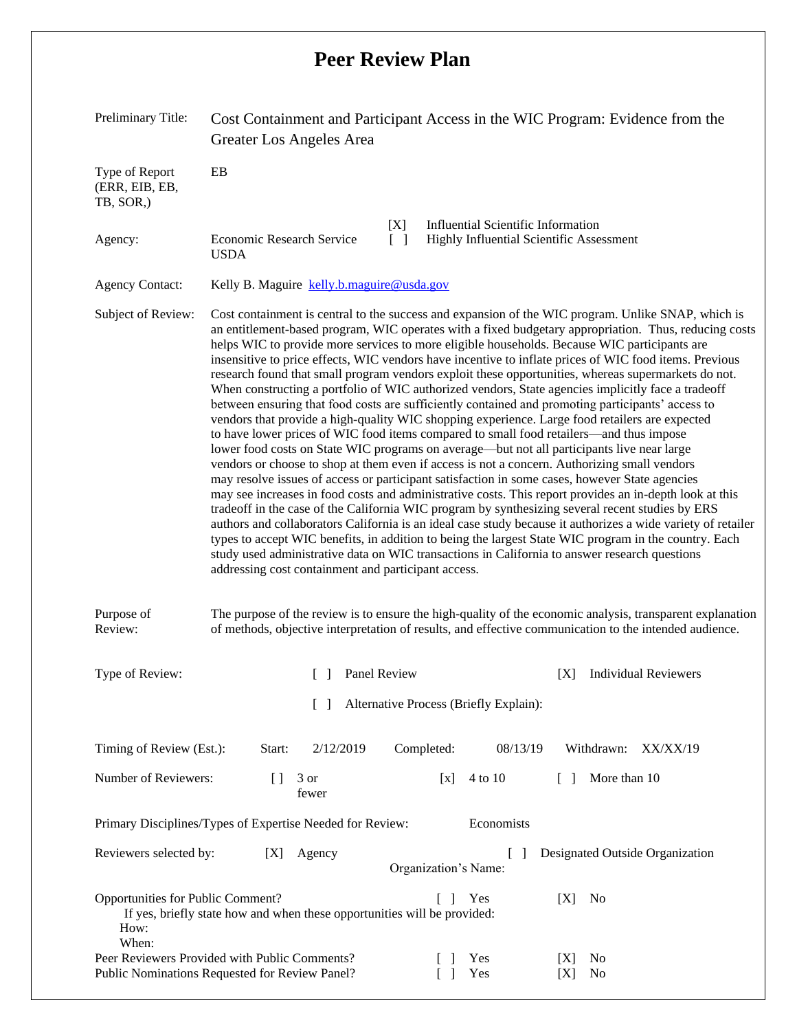# Peer Review Plan

| | |
|---|---|
| Preliminary Title: | Cost Containment and Participant Access in the WIC Program: Evidence from the Greater Los Angeles Area |
| Type of Report (ERR, EIB, EB, TB, SOR,) | EB |
| Agency: | Economic Research Service USDA &nbsp;&nbsp; [X] Influential Scientific Information &nbsp;&nbsp; [ ] Highly Influential Scientific Assessment |
| Agency Contact: | Kelly B. Maguire kelly.b.maguire@usda.gov |
| Subject of Review: | Cost containment is central to the success and expansion of the WIC program. Unlike SNAP, which is an entitlement-based program, WIC operates with a fixed budgetary appropriation. Thus, reducing costs helps WIC to provide more services to more eligible households. Because WIC participants are insensitive to price effects, WIC vendors have incentive to inflate prices of WIC food items. Previous research found that small program vendors exploit these opportunities, whereas supermarkets do not. When constructing a portfolio of WIC authorized vendors, State agencies implicitly face a tradeoff between ensuring that food costs are sufficiently contained and promoting participants' access to vendors that provide a high-quality WIC shopping experience. Large food retailers are expected to have lower prices of WIC food items compared to small food retailers—and thus impose lower food costs on State WIC programs on average—but not all participants live near large vendors or choose to shop at them even if access is not a concern. Authorizing small vendors may resolve issues of access or participant satisfaction in some cases, however State agencies may see increases in food costs and administrative costs. This report provides an in-depth look at this tradeoff in the case of the California WIC program by synthesizing several recent studies by ERS authors and collaborators California is an ideal case study because it authorizes a wide variety of retailer types to accept WIC benefits, in addition to being the largest State WIC program in the country. Each study used administrative data on WIC transactions in California to answer research questions addressing cost containment and participant access. |
| Purpose of Review: | The purpose of the review is to ensure the high-quality of the economic analysis, transparent explanation of methods, objective interpretation of results, and effective communication to the intended audience. |

Type of Review: [ ] Panel Review &nbsp;&nbsp; [X] Individual Reviewers

[ ] Alternative Process (Briefly Explain):

Timing of Review (Est.): Start: 2/12/2019 &nbsp;&nbsp; Completed: 08/13/19 &nbsp;&nbsp; Withdrawn: XX/XX/19

Number of Reviewers: [] 3 or fewer &nbsp;&nbsp; [x] 4 to 10 &nbsp;&nbsp; [ ] More than 10

Primary Disciplines/Types of Expertise Needed for Review: Economists

Reviewers selected by: [X] Agency &nbsp;&nbsp; [ ] Designated Outside Organization

Organization's Name:

Opportunities for Public Comment? [ ] Yes [X] No

If yes, briefly state how and when these opportunities will be provided:

How:

When:

Peer Reviewers Provided with Public Comments? [ ] Yes [X] No

Public Nominations Requested for Review Panel? [ ] Yes [X] No